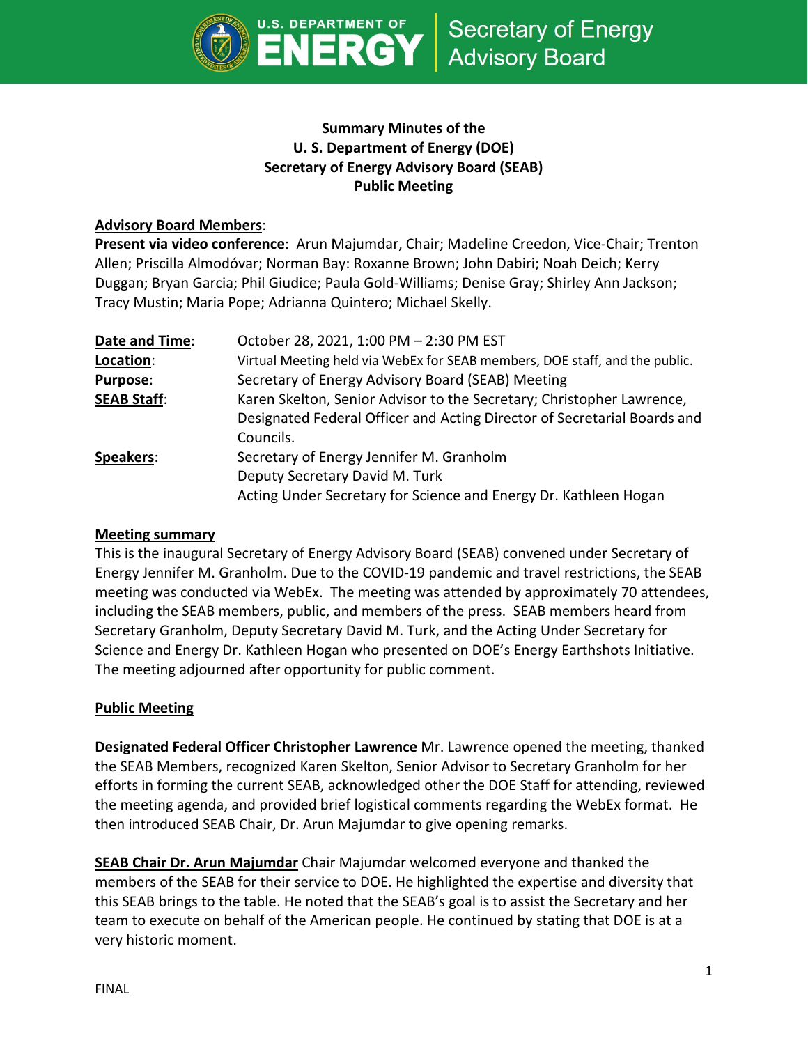U.S. DEPARTMENT OF ENERGY | Secretary of Energy Advisory Board

# Summary Minutes of the U. S. Department of Energy (DOE) Secretary of Energy Advisory Board (SEAB) Public Meeting

**Advisory Board Members**:

**Present via video conference**: Arun Majumdar, Chair; Madeline Creedon, Vice-Chair; Trenton Allen; Priscilla Almodóvar; Norman Bay: Roxanne Brown; John Dabiri; Noah Deich; Kerry Duggan; Bryan Garcia; Phil Giudice; Paula Gold-Williams; Denise Gray; Shirley Ann Jackson; Tracy Mustin; Maria Pope; Adrianna Quintero; Michael Skelly.

| | |
|---|---|
| **Date and Time**: | October 28, 2021, 1:00 PM – 2:30 PM EST |
| **Location**: | Virtual Meeting held via WebEx for SEAB members, DOE staff, and the public. |
| **Purpose**: | Secretary of Energy Advisory Board (SEAB) Meeting |
| **SEAB Staff**: | Karen Skelton, Senior Advisor to the Secretary; Christopher Lawrence, Designated Federal Officer and Acting Director of Secretarial Boards and Councils. |
| **Speakers**: | Secretary of Energy Jennifer M. Granholm<br>Deputy Secretary David M. Turk<br>Acting Under Secretary for Science and Energy Dr. Kathleen Hogan |

## Meeting summary

This is the inaugural Secretary of Energy Advisory Board (SEAB) convened under Secretary of Energy Jennifer M. Granholm. Due to the COVID-19 pandemic and travel restrictions, the SEAB meeting was conducted via WebEx. The meeting was attended by approximately 70 attendees, including the SEAB members, public, and members of the press. SEAB members heard from Secretary Granholm, Deputy Secretary David M. Turk, and the Acting Under Secretary for Science and Energy Dr. Kathleen Hogan who presented on DOE's Energy Earthshots Initiative. The meeting adjourned after opportunity for public comment.

## Public Meeting

**Designated Federal Officer Christopher Lawrence** Mr. Lawrence opened the meeting, thanked the SEAB Members, recognized Karen Skelton, Senior Advisor to Secretary Granholm for her efforts in forming the current SEAB, acknowledged other the DOE Staff for attending, reviewed the meeting agenda, and provided brief logistical comments regarding the WebEx format. He then introduced SEAB Chair, Dr. Arun Majumdar to give opening remarks.

**SEAB Chair Dr. Arun Majumdar** Chair Majumdar welcomed everyone and thanked the members of the SEAB for their service to DOE. He highlighted the expertise and diversity that this SEAB brings to the table. He noted that the SEAB's goal is to assist the Secretary and her team to execute on behalf of the American people. He continued by stating that DOE is at a very historic moment.

FINAL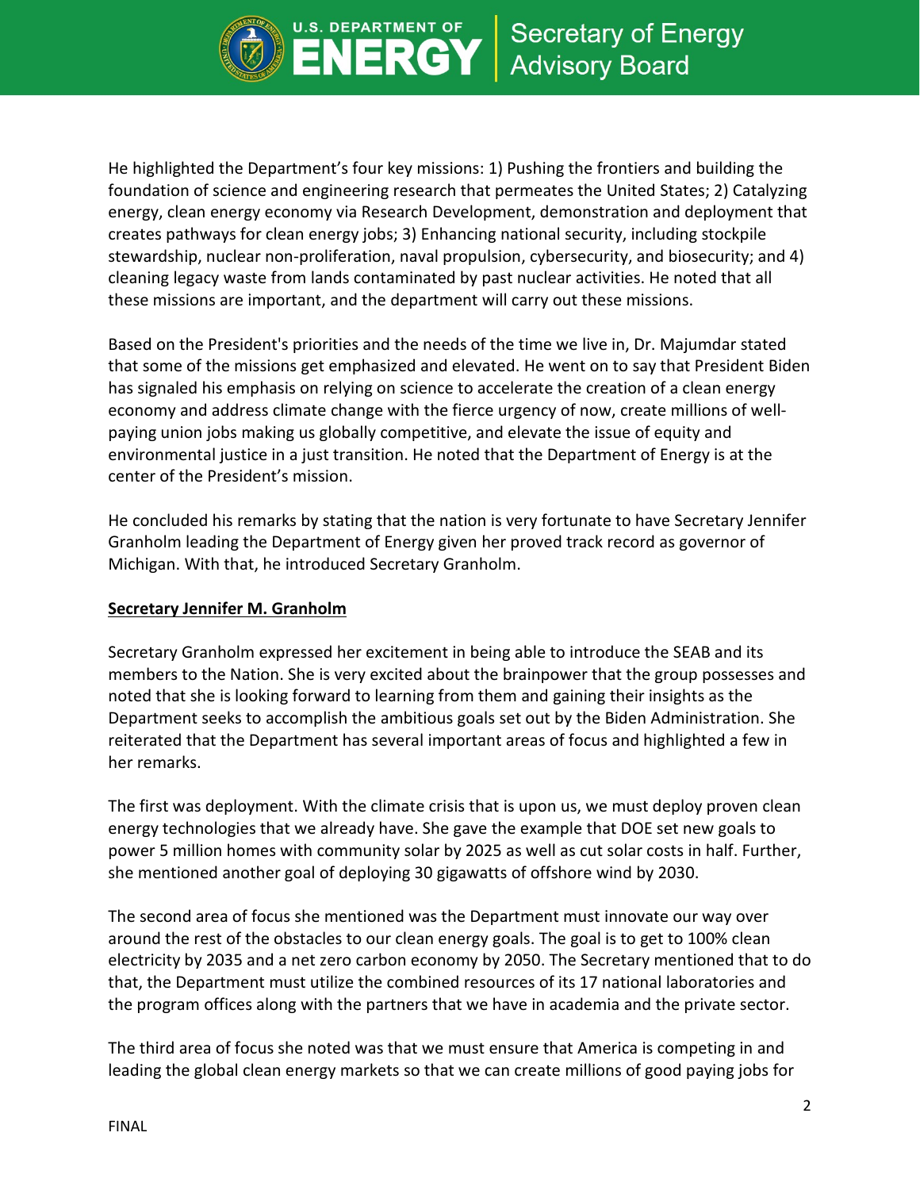He highlighted the Department's four key missions: 1) Pushing the frontiers and building the foundation of science and engineering research that permeates the United States; 2) Catalyzing energy, clean energy economy via Research Development, demonstration and deployment that creates pathways for clean energy jobs; 3) Enhancing national security, including stockpile stewardship, nuclear non-proliferation, naval propulsion, cybersecurity, and biosecurity; and 4) cleaning legacy waste from lands contaminated by past nuclear activities. He noted that all these missions are important, and the department will carry out these missions.

Based on the President's priorities and the needs of the time we live in, Dr. Majumdar stated that some of the missions get emphasized and elevated. He went on to say that President Biden has signaled his emphasis on relying on science to accelerate the creation of a clean energy economy and address climate change with the fierce urgency of now, create millions of well-paying union jobs making us globally competitive, and elevate the issue of equity and environmental justice in a just transition. He noted that the Department of Energy is at the center of the President's mission.

He concluded his remarks by stating that the nation is very fortunate to have Secretary Jennifer Granholm leading the Department of Energy given her proved track record as governor of Michigan. With that, he introduced Secretary Granholm.

**Secretary Jennifer M. Granholm**

Secretary Granholm expressed her excitement in being able to introduce the SEAB and its members to the Nation. She is very excited about the brainpower that the group possesses and noted that she is looking forward to learning from them and gaining their insights as the Department seeks to accomplish the ambitious goals set out by the Biden Administration. She reiterated that the Department has several important areas of focus and highlighted a few in her remarks.

The first was deployment. With the climate crisis that is upon us, we must deploy proven clean energy technologies that we already have. She gave the example that DOE set new goals to power 5 million homes with community solar by 2025 as well as cut solar costs in half. Further, she mentioned another goal of deploying 30 gigawatts of offshore wind by 2030.

The second area of focus she mentioned was the Department must innovate our way over around the rest of the obstacles to our clean energy goals. The goal is to get to 100% clean electricity by 2035 and a net zero carbon economy by 2050. The Secretary mentioned that to do that, the Department must utilize the combined resources of its 17 national laboratories and the program offices along with the partners that we have in academia and the private sector.

The third area of focus she noted was that we must ensure that America is competing in and leading the global clean energy markets so that we can create millions of good paying jobs for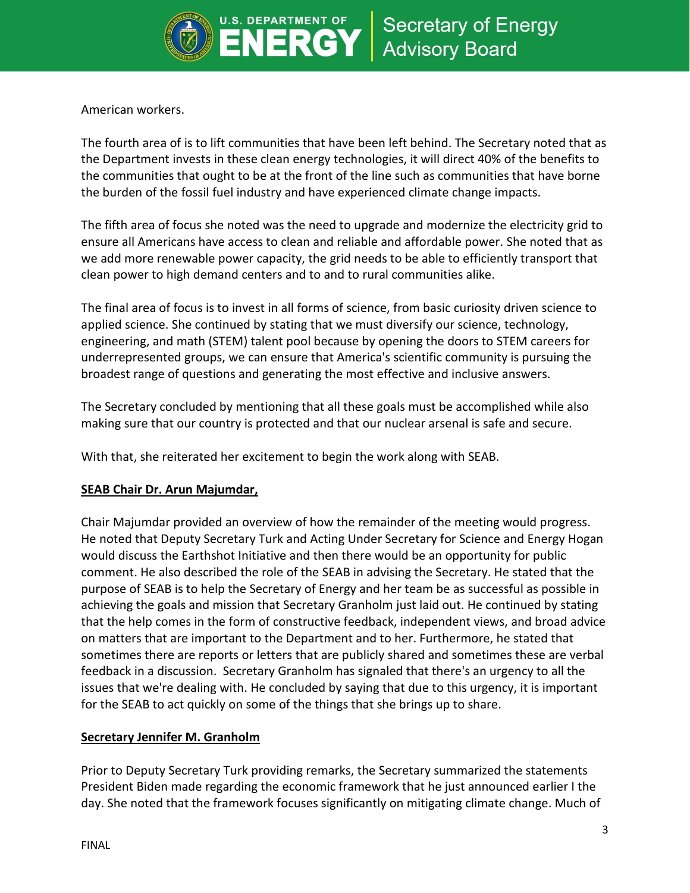American workers.

The fourth area of is to lift communities that have been left behind. The Secretary noted that as the Department invests in these clean energy technologies, it will direct 40% of the benefits to the communities that ought to be at the front of the line such as communities that have borne the burden of the fossil fuel industry and have experienced climate change impacts.

The fifth area of focus she noted was the need to upgrade and modernize the electricity grid to ensure all Americans have access to clean and reliable and affordable power. She noted that as we add more renewable power capacity, the grid needs to be able to efficiently transport that clean power to high demand centers and to and to rural communities alike.

The final area of focus is to invest in all forms of science, from basic curiosity driven science to applied science. She continued by stating that we must diversify our science, technology, engineering, and math (STEM) talent pool because by opening the doors to STEM careers for underrepresented groups, we can ensure that America's scientific community is pursuing the broadest range of questions and generating the most effective and inclusive answers.

The Secretary concluded by mentioning that all these goals must be accomplished while also making sure that our country is protected and that our nuclear arsenal is safe and secure.

With that, she reiterated her excitement to begin the work along with SEAB.

**SEAB Chair Dr. Arun Majumdar,**

Chair Majumdar provided an overview of how the remainder of the meeting would progress. He noted that Deputy Secretary Turk and Acting Under Secretary for Science and Energy Hogan would discuss the Earthshot Initiative and then there would be an opportunity for public comment. He also described the role of the SEAB in advising the Secretary. He stated that the purpose of SEAB is to help the Secretary of Energy and her team be as successful as possible in achieving the goals and mission that Secretary Granholm just laid out. He continued by stating that the help comes in the form of constructive feedback, independent views, and broad advice on matters that are important to the Department and to her. Furthermore, he stated that sometimes there are reports or letters that are publicly shared and sometimes these are verbal feedback in a discussion. Secretary Granholm has signaled that there's an urgency to all the issues that we're dealing with. He concluded by saying that due to this urgency, it is important for the SEAB to act quickly on some of the things that she brings up to share.

**Secretary Jennifer M. Granholm**

Prior to Deputy Secretary Turk providing remarks, the Secretary summarized the statements President Biden made regarding the economic framework that he just announced earlier I the day. She noted that the framework focuses significantly on mitigating climate change. Much of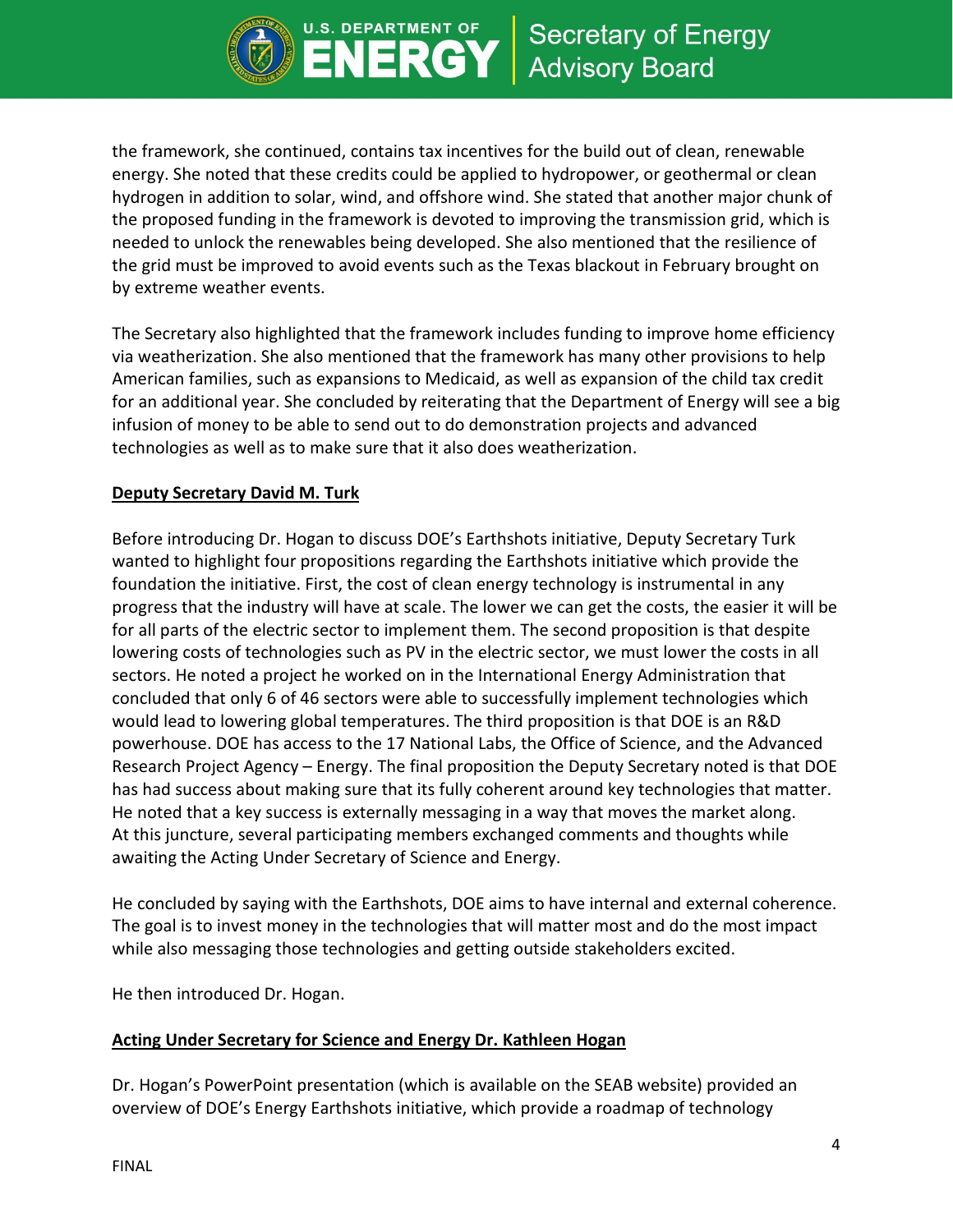the framework, she continued, contains tax incentives for the build out of clean, renewable energy. She noted that these credits could be applied to hydropower, or geothermal or clean hydrogen in addition to solar, wind, and offshore wind. She stated that another major chunk of the proposed funding in the framework is devoted to improving the transmission grid, which is needed to unlock the renewables being developed. She also mentioned that the resilience of the grid must be improved to avoid events such as the Texas blackout in February brought on by extreme weather events.

The Secretary also highlighted that the framework includes funding to improve home efficiency via weatherization. She also mentioned that the framework has many other provisions to help American families, such as expansions to Medicaid, as well as expansion of the child tax credit for an additional year. She concluded by reiterating that the Department of Energy will see a big infusion of money to be able to send out to do demonstration projects and advanced technologies as well as to make sure that it also does weatherization.

**Deputy Secretary David M. Turk**

Before introducing Dr. Hogan to discuss DOE's Earthshots initiative, Deputy Secretary Turk wanted to highlight four propositions regarding the Earthshots initiative which provide the foundation the initiative. First, the cost of clean energy technology is instrumental in any progress that the industry will have at scale. The lower we can get the costs, the easier it will be for all parts of the electric sector to implement them. The second proposition is that despite lowering costs of technologies such as PV in the electric sector, we must lower the costs in all sectors. He noted a project he worked on in the International Energy Administration that concluded that only 6 of 46 sectors were able to successfully implement technologies which would lead to lowering global temperatures. The third proposition is that DOE is an R&D powerhouse. DOE has access to the 17 National Labs, the Office of Science, and the Advanced Research Project Agency – Energy. The final proposition the Deputy Secretary noted is that DOE has had success about making sure that its fully coherent around key technologies that matter. He noted that a key success is externally messaging in a way that moves the market along. At this juncture, several participating members exchanged comments and thoughts while awaiting the Acting Under Secretary of Science and Energy.

He concluded by saying with the Earthshots, DOE aims to have internal and external coherence. The goal is to invest money in the technologies that will matter most and do the most impact while also messaging those technologies and getting outside stakeholders excited.

He then introduced Dr. Hogan.

**Acting Under Secretary for Science and Energy Dr. Kathleen Hogan**

Dr. Hogan's PowerPoint presentation (which is available on the SEAB website) provided an overview of DOE's Energy Earthshots initiative, which provide a roadmap of technology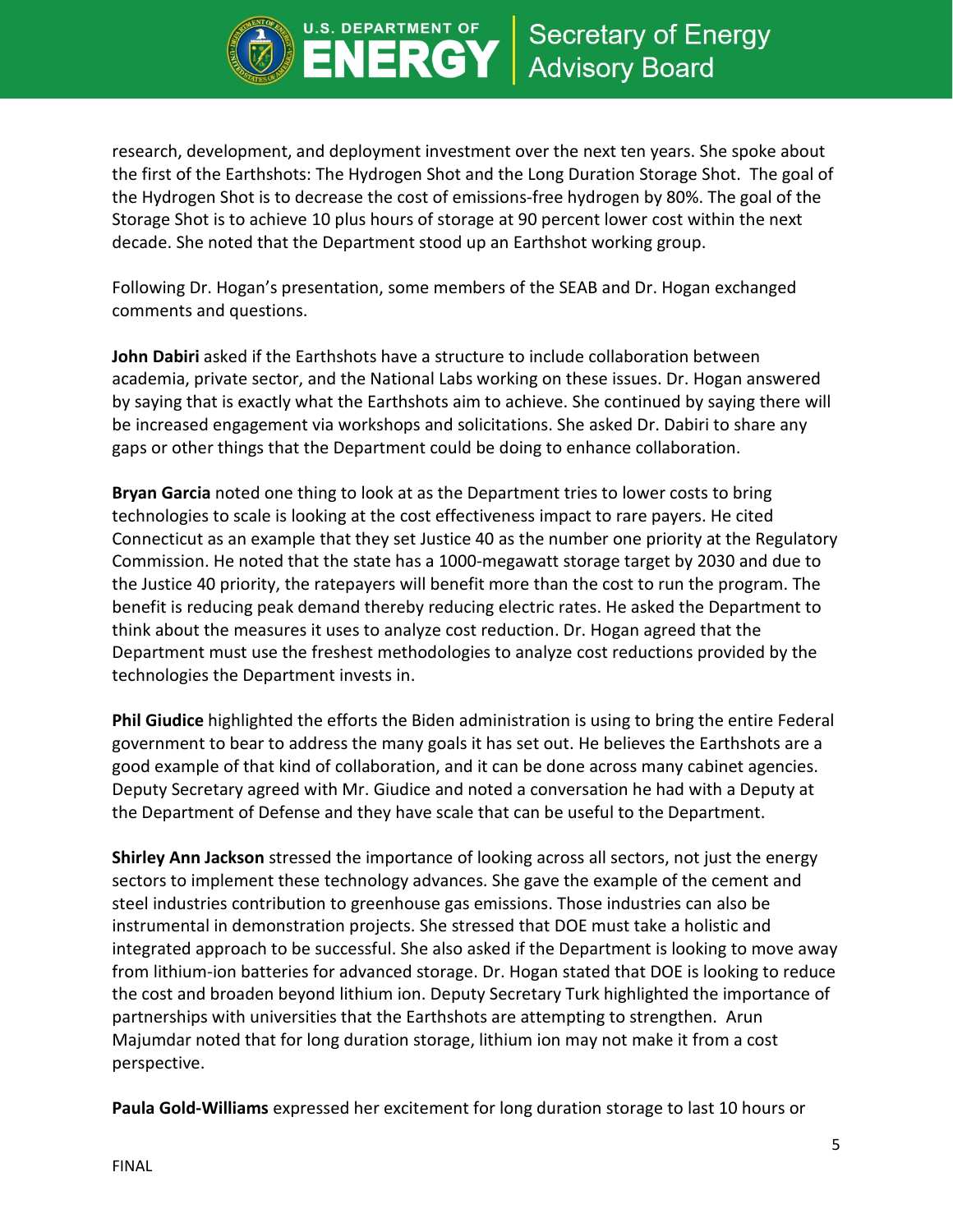research, development, and deployment investment over the next ten years. She spoke about the first of the Earthshots: The Hydrogen Shot and the Long Duration Storage Shot. The goal of the Hydrogen Shot is to decrease the cost of emissions-free hydrogen by 80%. The goal of the Storage Shot is to achieve 10 plus hours of storage at 90 percent lower cost within the next decade. She noted that the Department stood up an Earthshot working group.

Following Dr. Hogan's presentation, some members of the SEAB and Dr. Hogan exchanged comments and questions.

**John Dabiri** asked if the Earthshots have a structure to include collaboration between academia, private sector, and the National Labs working on these issues. Dr. Hogan answered by saying that is exactly what the Earthshots aim to achieve. She continued by saying there will be increased engagement via workshops and solicitations. She asked Dr. Dabiri to share any gaps or other things that the Department could be doing to enhance collaboration.

**Bryan Garcia** noted one thing to look at as the Department tries to lower costs to bring technologies to scale is looking at the cost effectiveness impact to rare payers. He cited Connecticut as an example that they set Justice 40 as the number one priority at the Regulatory Commission. He noted that the state has a 1000-megawatt storage target by 2030 and due to the Justice 40 priority, the ratepayers will benefit more than the cost to run the program. The benefit is reducing peak demand thereby reducing electric rates. He asked the Department to think about the measures it uses to analyze cost reduction. Dr. Hogan agreed that the Department must use the freshest methodologies to analyze cost reductions provided by the technologies the Department invests in.

**Phil Giudice** highlighted the efforts the Biden administration is using to bring the entire Federal government to bear to address the many goals it has set out. He believes the Earthshots are a good example of that kind of collaboration, and it can be done across many cabinet agencies. Deputy Secretary agreed with Mr. Giudice and noted a conversation he had with a Deputy at the Department of Defense and they have scale that can be useful to the Department.

**Shirley Ann Jackson** stressed the importance of looking across all sectors, not just the energy sectors to implement these technology advances. She gave the example of the cement and steel industries contribution to greenhouse gas emissions. Those industries can also be instrumental in demonstration projects. She stressed that DOE must take a holistic and integrated approach to be successful. She also asked if the Department is looking to move away from lithium-ion batteries for advanced storage. Dr. Hogan stated that DOE is looking to reduce the cost and broaden beyond lithium ion. Deputy Secretary Turk highlighted the importance of partnerships with universities that the Earthshots are attempting to strengthen. Arun Majumdar noted that for long duration storage, lithium ion may not make it from a cost perspective.

**Paula Gold-Williams** expressed her excitement for long duration storage to last 10 hours or

FINAL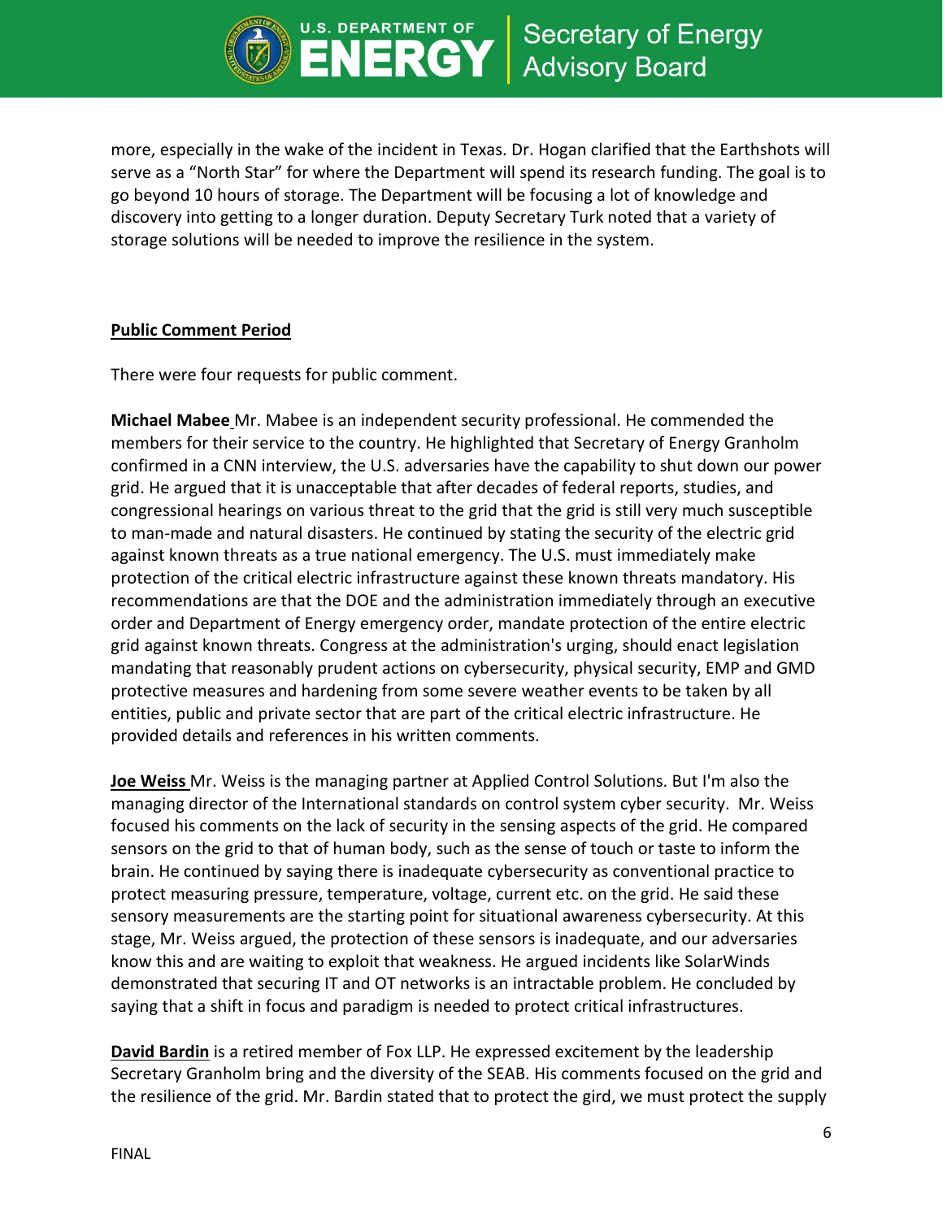more, especially in the wake of the incident in Texas. Dr. Hogan clarified that the Earthshots will serve as a "North Star" for where the Department will spend its research funding. The goal is to go beyond 10 hours of storage. The Department will be focusing a lot of knowledge and discovery into getting to a longer duration. Deputy Secretary Turk noted that a variety of storage solutions will be needed to improve the resilience in the system.

**Public Comment Period**

There were four requests for public comment.

**Michael Mabee** Mr. Mabee is an independent security professional. He commended the members for their service to the country. He highlighted that Secretary of Energy Granholm confirmed in a CNN interview, the U.S. adversaries have the capability to shut down our power grid. He argued that it is unacceptable that after decades of federal reports, studies, and congressional hearings on various threat to the grid that the grid is still very much susceptible to man-made and natural disasters. He continued by stating the security of the electric grid against known threats as a true national emergency. The U.S. must immediately make protection of the critical electric infrastructure against these known threats mandatory. His recommendations are that the DOE and the administration immediately through an executive order and Department of Energy emergency order, mandate protection of the entire electric grid against known threats. Congress at the administration's urging, should enact legislation mandating that reasonably prudent actions on cybersecurity, physical security, EMP and GMD protective measures and hardening from some severe weather events to be taken by all entities, public and private sector that are part of the critical electric infrastructure. He provided details and references in his written comments.

**Joe Weiss** Mr. Weiss is the managing partner at Applied Control Solutions. But I'm also the managing director of the International standards on control system cyber security. Mr. Weiss focused his comments on the lack of security in the sensing aspects of the grid. He compared sensors on the grid to that of human body, such as the sense of touch or taste to inform the brain. He continued by saying there is inadequate cybersecurity as conventional practice to protect measuring pressure, temperature, voltage, current etc. on the grid. He said these sensory measurements are the starting point for situational awareness cybersecurity. At this stage, Mr. Weiss argued, the protection of these sensors is inadequate, and our adversaries know this and are waiting to exploit that weakness. He argued incidents like SolarWinds demonstrated that securing IT and OT networks is an intractable problem. He concluded by saying that a shift in focus and paradigm is needed to protect critical infrastructures.

**David Bardin** is a retired member of Fox LLP. He expressed excitement by the leadership Secretary Granholm bring and the diversity of the SEAB. His comments focused on the grid and the resilience of the grid. Mr. Bardin stated that to protect the gird, we must protect the supply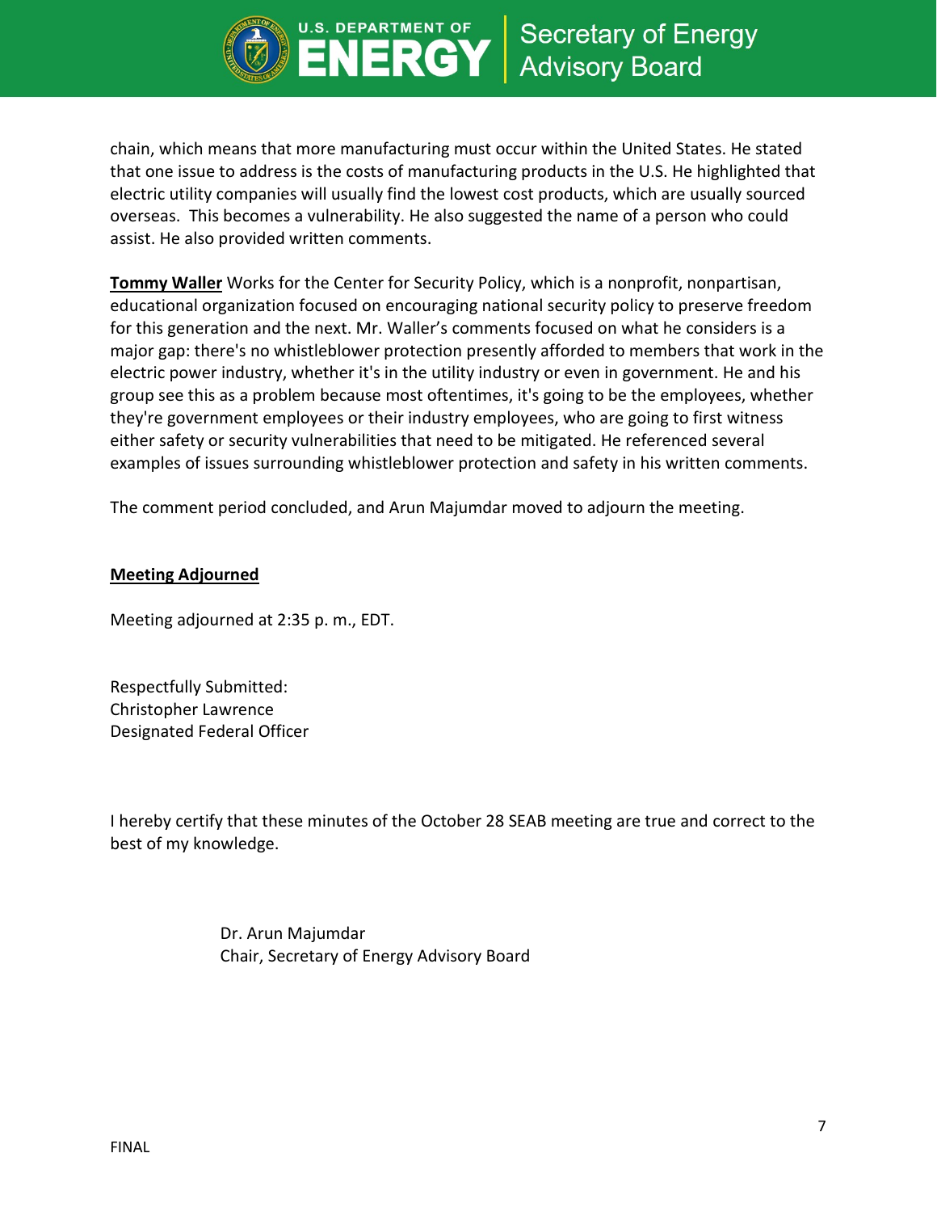chain, which means that more manufacturing must occur within the United States. He stated that one issue to address is the costs of manufacturing products in the U.S. He highlighted that electric utility companies will usually find the lowest cost products, which are usually sourced overseas. This becomes a vulnerability. He also suggested the name of a person who could assist. He also provided written comments.

**Tommy Waller** Works for the Center for Security Policy, which is a nonprofit, nonpartisan, educational organization focused on encouraging national security policy to preserve freedom for this generation and the next. Mr. Waller's comments focused on what he considers is a major gap: there's no whistleblower protection presently afforded to members that work in the electric power industry, whether it's in the utility industry or even in government. He and his group see this as a problem because most oftentimes, it's going to be the employees, whether they're government employees or their industry employees, who are going to first witness either safety or security vulnerabilities that need to be mitigated. He referenced several examples of issues surrounding whistleblower protection and safety in his written comments.

The comment period concluded, and Arun Majumdar moved to adjourn the meeting.

**Meeting Adjourned**

Meeting adjourned at 2:35 p. m., EDT.

Respectfully Submitted:
Christopher Lawrence
Designated Federal Officer

I hereby certify that these minutes of the October 28 SEAB meeting are true and correct to the best of my knowledge.

Dr. Arun Majumdar
Chair, Secretary of Energy Advisory Board

FINAL